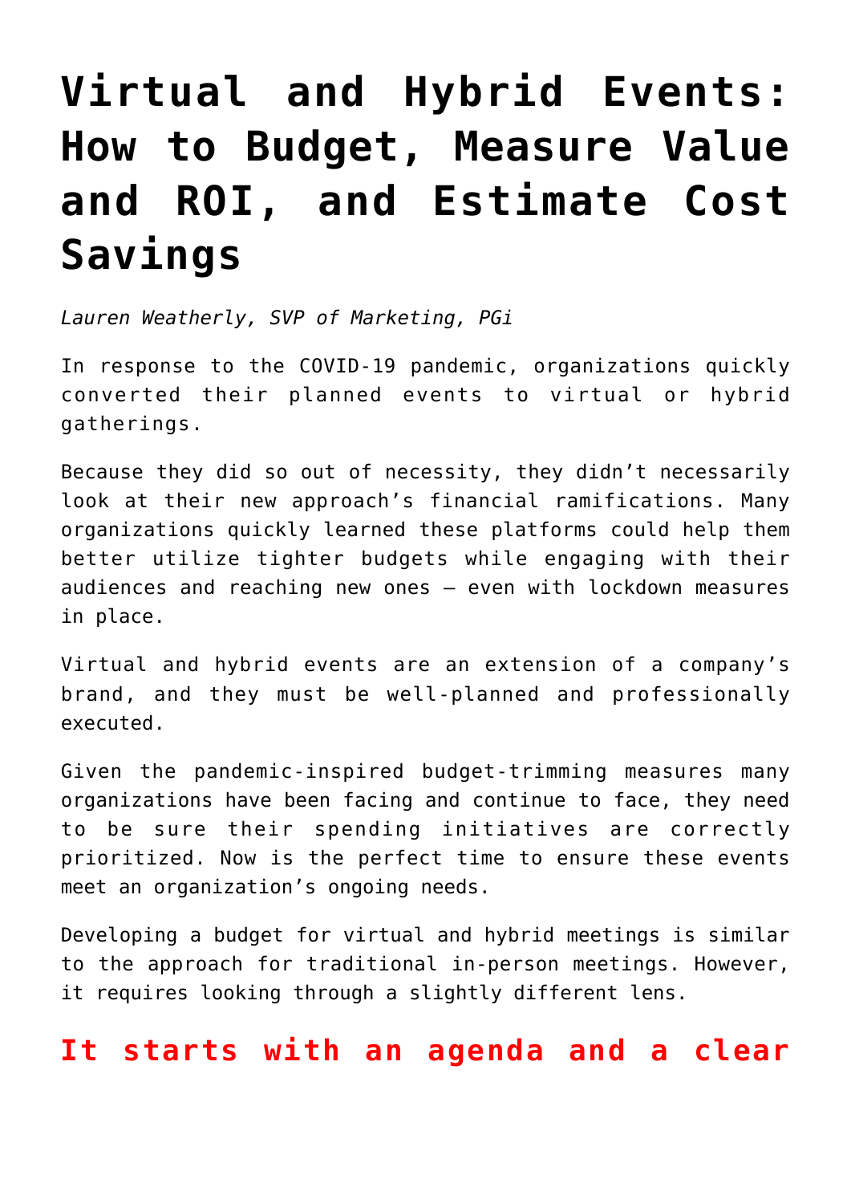# Virtual and Hybrid Events: How to Budget, Measure Value and ROI, and Estimate Cost Savings

*Lauren Weatherly, SVP of Marketing, PGi*

In response to the COVID-19 pandemic, organizations quickly converted their planned events to virtual or hybrid gatherings.

Because they did so out of necessity, they didn't necessarily look at their new approach's financial ramifications. Many organizations quickly learned these platforms could help them better utilize tighter budgets while engaging with their audiences and reaching new ones – even with lockdown measures in place.

Virtual and hybrid events are an extension of a company's brand, and they must be well-planned and professionally executed.

Given the pandemic-inspired budget-trimming measures many organizations have been facing and continue to face, they need to be sure their spending initiatives are correctly prioritized. Now is the perfect time to ensure these events meet an organization's ongoing needs.

Developing a budget for virtual and hybrid meetings is similar to the approach for traditional in-person meetings. However, it requires looking through a slightly different lens.

## It starts with an agenda and a clear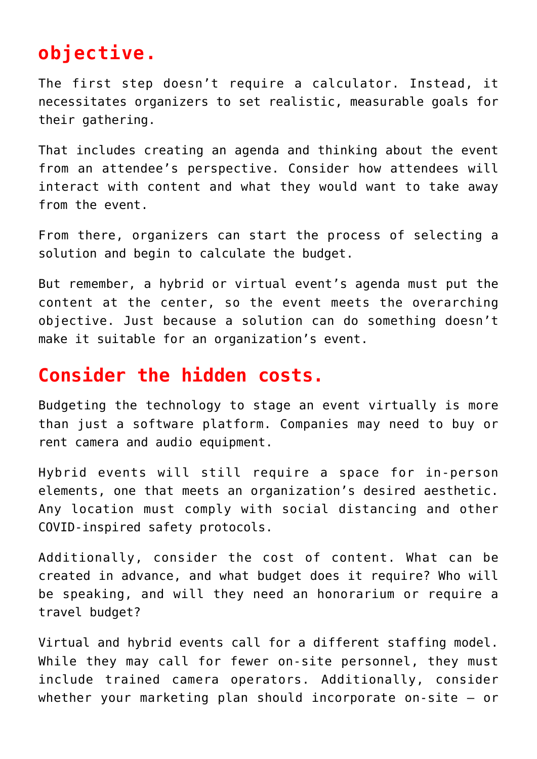## objective.

The first step doesn't require a calculator. Instead, it necessitates organizers to set realistic, measurable goals for their gathering.

That includes creating an agenda and thinking about the event from an attendee's perspective. Consider how attendees will interact with content and what they would want to take away from the event.

From there, organizers can start the process of selecting a solution and begin to calculate the budget.

But remember, a hybrid or virtual event's agenda must put the content at the center, so the event meets the overarching objective. Just because a solution can do something doesn't make it suitable for an organization's event.

## Consider the hidden costs.

Budgeting the technology to stage an event virtually is more than just a software platform. Companies may need to buy or rent camera and audio equipment.

Hybrid events will still require a space for in-person elements, one that meets an organization's desired aesthetic. Any location must comply with social distancing and other COVID-inspired safety protocols.

Additionally, consider the cost of content. What can be created in advance, and what budget does it require? Who will be speaking, and will they need an honorarium or require a travel budget?

Virtual and hybrid events call for a different staffing model. While they may call for fewer on-site personnel, they must include trained camera operators. Additionally, consider whether your marketing plan should incorporate on-site – or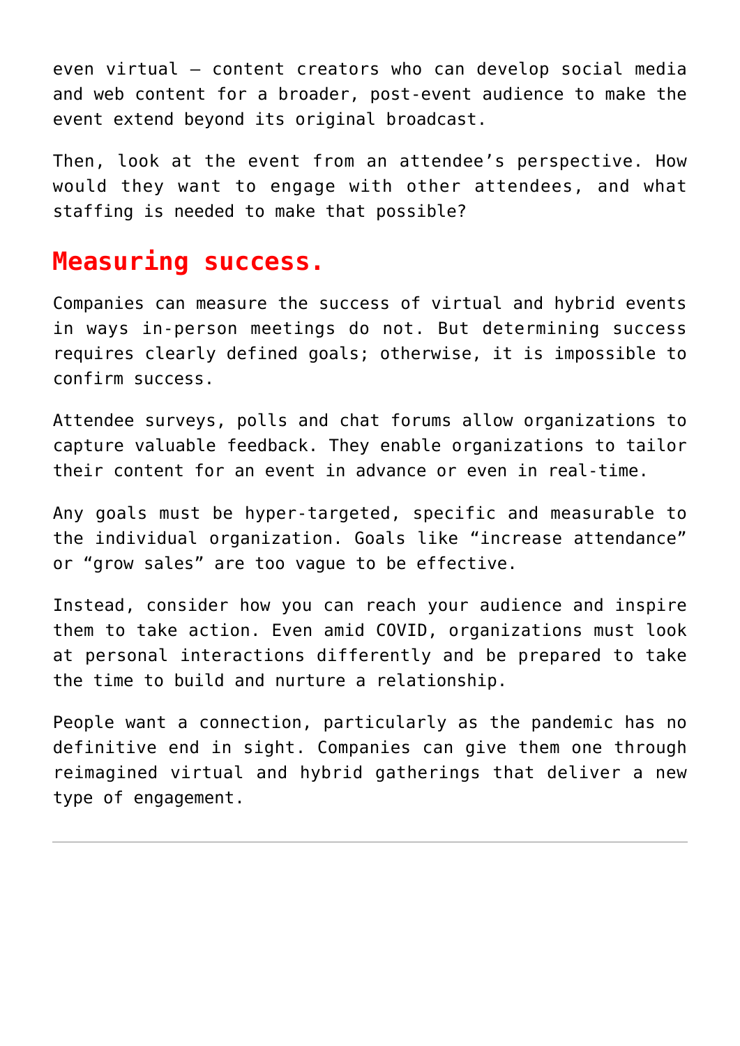even virtual — content creators who can develop social media and web content for a broader, post-event audience to make the event extend beyond its original broadcast.

Then, look at the event from an attendee's perspective. How would they want to engage with other attendees, and what staffing is needed to make that possible?

## Measuring success.

Companies can measure the success of virtual and hybrid events in ways in-person meetings do not. But determining success requires clearly defined goals; otherwise, it is impossible to confirm success.

Attendee surveys, polls and chat forums allow organizations to capture valuable feedback. They enable organizations to tailor their content for an event in advance or even in real-time.

Any goals must be hyper-targeted, specific and measurable to the individual organization. Goals like "increase attendance" or "grow sales" are too vague to be effective.

Instead, consider how you can reach your audience and inspire them to take action. Even amid COVID, organizations must look at personal interactions differently and be prepared to take the time to build and nurture a relationship.

People want a connection, particularly as the pandemic has no definitive end in sight. Companies can give them one through reimagined virtual and hybrid gatherings that deliver a new type of engagement.

---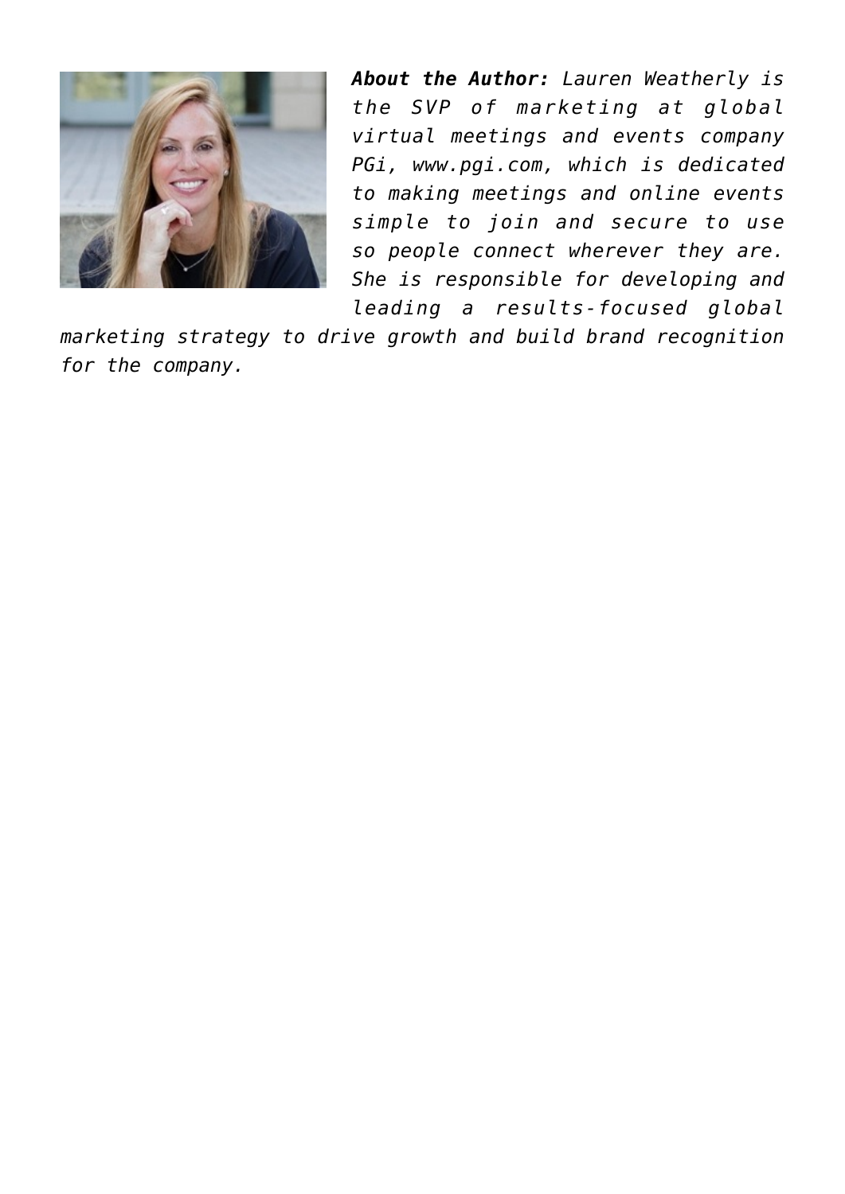***About the Author:*** *Lauren Weatherly is the SVP of marketing at global virtual meetings and events company PGi, www.pgi.com, which is dedicated to making meetings and online events simple to join and secure to use so people connect wherever they are. She is responsible for developing and leading a results-focused global marketing strategy to drive growth and build brand recognition for the company.*